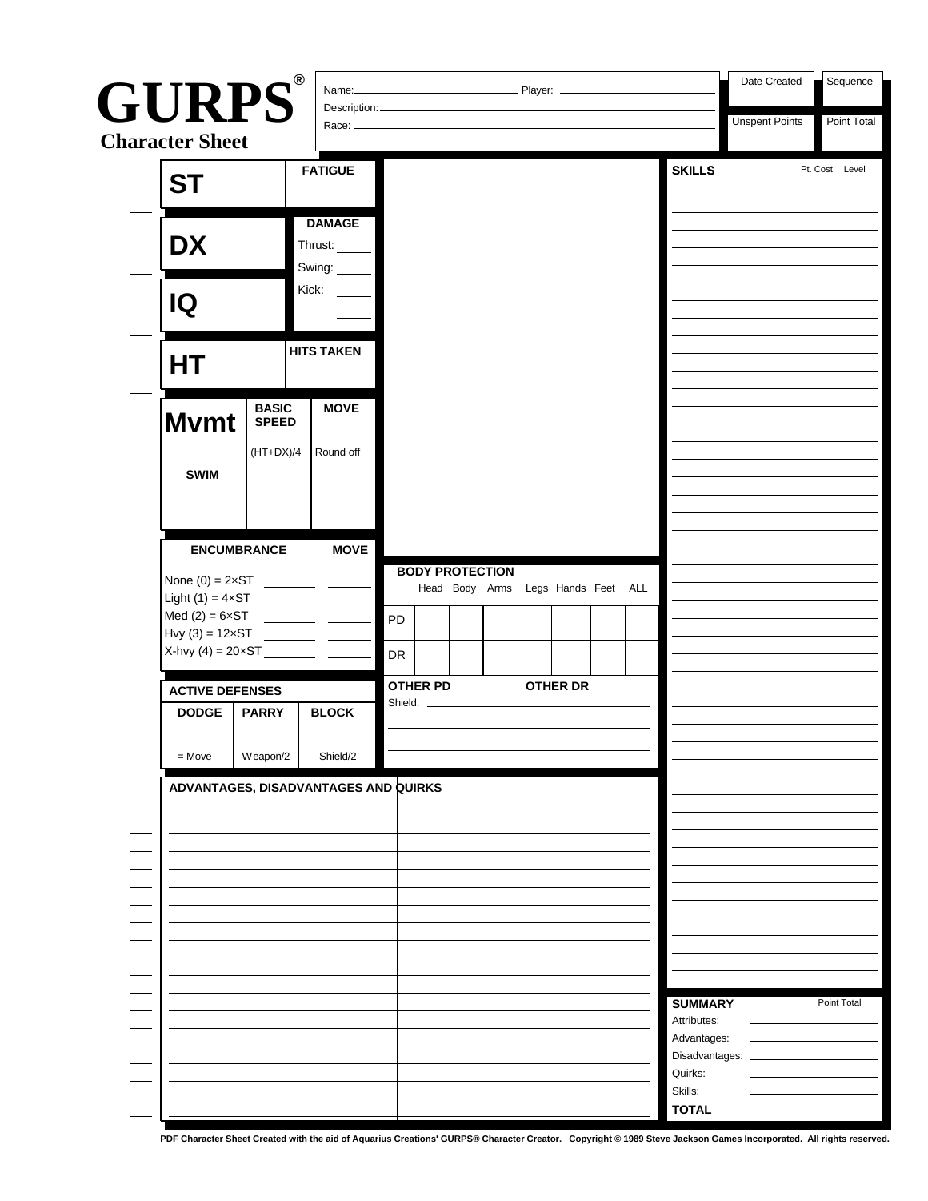# GURPS®

## Character Sheet

Name: ______ Player: ______

Description: ______

Race: ______

| Date Created | Sequence |
| --- | --- |
| | |
| **Unspent Points** | **Point Total** |
| | |

| **ST** | **FATIGUE** |
| --- | --- |
| **DX** | **DAMAGE** Thrust: ____ Swing: ____ |
| **IQ** | Kick: ____ ____ |
| **HT** | **HITS TAKEN** |

| **Mvmt** | **BASIC SPEED** | **MOVE** |
| --- | --- | --- |
| | (HT+DX)/4 | Round off |
| **SWIM** | | |

| **ENCUMBRANCE** | | **MOVE** |
| --- | --- | --- |
| None (0) = 2×ST | ______ | ______ |
| Light (1) = 4×ST | ______ | ______ |
| Med (2) = 6×ST | ______ | ______ |
| Hvy (3) = 12×ST | ______ | ______ |
| X-hvy (4) = 20×ST | ______ | ______ |

**ACTIVE DEFENSES**

| DODGE | PARRY | BLOCK |
| --- | --- | --- |
| | | |
| = Move | Weapon/2 | Shield/2 |

**BODY PROTECTION**

| | Head | Body | Arms | Legs | Hands | Feet | ALL |
| --- | --- | --- | --- | --- | --- | --- | --- |
| PD | | | | | | | |
| DR | | | | | | | |

| **OTHER PD** | **OTHER DR** |
| --- | --- |
| Shield: ______ | |
| | |
| | |

**ADVANTAGES, DISADVANTAGES AND QUIRKS**

| | |
| --- | --- |
| | |

**SKILLS**

| | Pt. Cost | Level |
| --- | --- | --- |
| | | |

**SUMMARY**

| | Point Total |
| --- | --- |
| Attributes: | |
| Advantages: | |
| Disadvantages: | |
| Quirks: | |
| Skills: | |
| **TOTAL** | |

PDF Character Sheet Created with the aid of Aquarius Creations' GURPS® Character Creator. Copyright © 1989 Steve Jackson Games Incorporated. All rights reserved.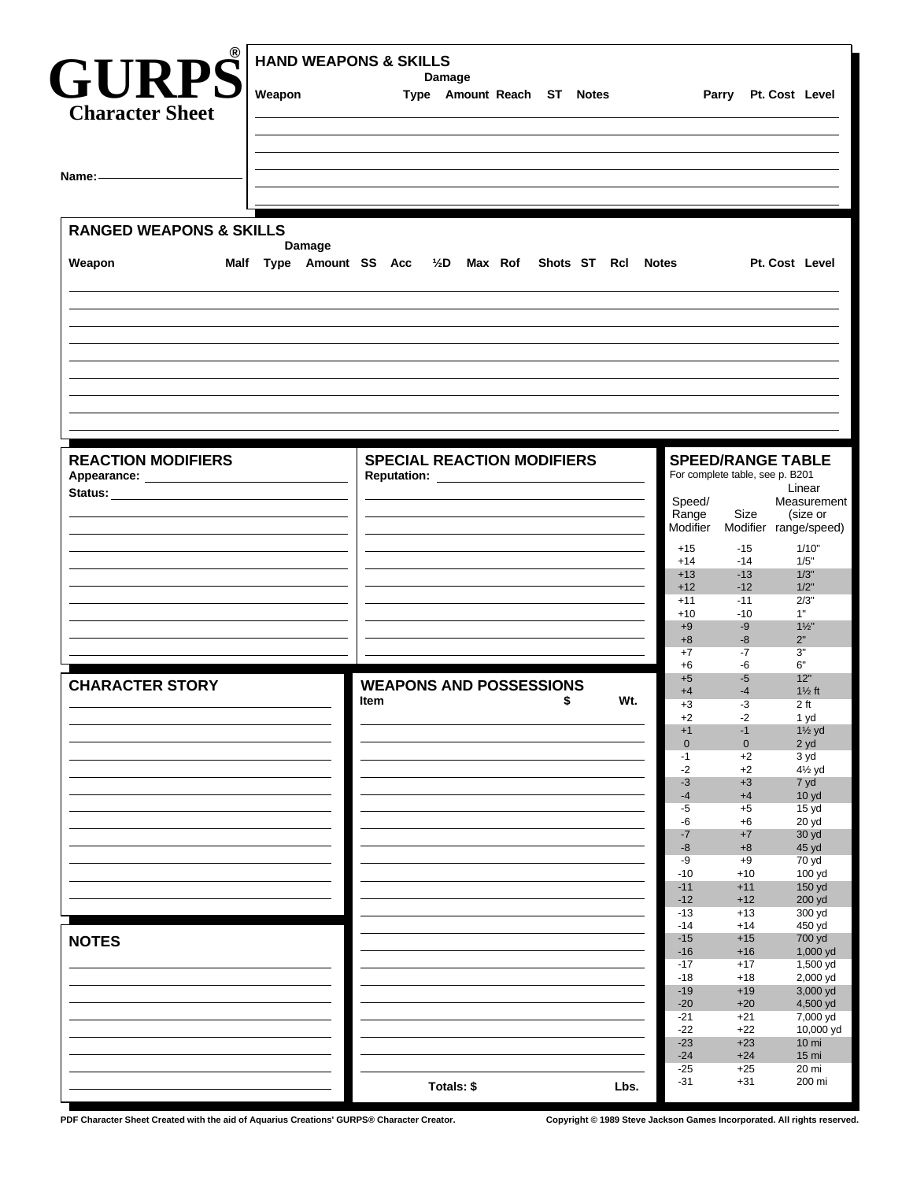# GURPS® Character Sheet

Name:

## HAND WEAPONS & SKILLS

| Weapon | Damage Type | Damage Amount | Reach | ST | Notes | Parry | Pt. Cost | Level |
|---|---|---|---|---|---|---|---|---|
| | | | | | | | | |

## RANGED WEAPONS & SKILLS

| Weapon | Malf | Damage Type | Damage Amount | SS | Acc | ½D | Max | Rof | Shots | ST | Rcl | Notes | Pt. Cost | Level |
|---|---|---|---|---|---|---|---|---|---|---|---|---|---|---|
| | | | | | | | | | | | | | | |

## REACTION MODIFIERS

Appearance:

Status:

## SPECIAL REACTION MODIFIERS

Reputation:

## SPEED/RANGE TABLE

For complete table, see p. B201

| Speed/Range Modifier | Size Modifier | Linear Measurement (size or range/speed) |
|---|---|---|
| +15 | -15 | 1/10" |
| +14 | -14 | 1/5" |
| +13 | -13 | 1/3" |
| +12 | -12 | 1/2" |
| +11 | -11 | 2/3" |
| +10 | -10 | 1" |
| +9 | -9 | 1½" |
| +8 | -8 | 2" |
| +7 | -7 | 3" |
| +6 | -6 | 6" |
| +5 | -5 | 12" |
| +4 | -4 | 1½ ft |
| +3 | -3 | 2 ft |
| +2 | -2 | 1 yd |
| +1 | -1 | 1½ yd |
| 0 | 0 | 2 yd |
| -1 | +2 | 3 yd |
| -2 | +2 | 4½ yd |
| -3 | +3 | 7 yd |
| -4 | +4 | 10 yd |
| -5 | +5 | 15 yd |
| -6 | +6 | 20 yd |
| -7 | +7 | 30 yd |
| -8 | +8 | 45 yd |
| -9 | +9 | 70 yd |
| -10 | +10 | 100 yd |
| -11 | +11 | 150 yd |
| -12 | +12 | 200 yd |
| -13 | +13 | 300 yd |
| -14 | +14 | 450 yd |
| -15 | +15 | 700 yd |
| -16 | +16 | 1,000 yd |
| -17 | +17 | 1,500 yd |
| -18 | +18 | 2,000 yd |
| -19 | +19 | 3,000 yd |
| -20 | +20 | 4,500 yd |
| -21 | +21 | 7,000 yd |
| -22 | +22 | 10,000 yd |
| -23 | +23 | 10 mi |
| -24 | +24 | 15 mi |
| -25 | +25 | 20 mi |
| -31 | +31 | 200 mi |

## CHARACTER STORY

## WEAPONS AND POSSESSIONS

| Item | $ | Wt. |
|---|---|---|
| | | |
| Totals: | $ | Lbs. |

## NOTES

PDF Character Sheet Created with the aid of Aquarius Creations' GURPS® Character Creator.

Copyright © 1989 Steve Jackson Games Incorporated. All rights reserved.